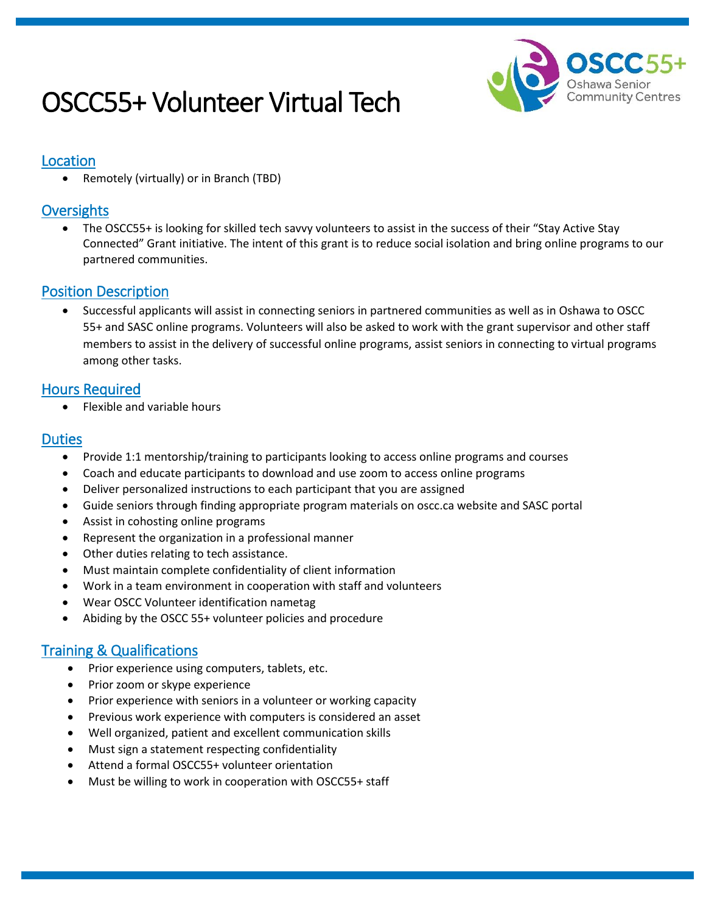# OSCC55+ Volunteer Virtual Tech

## Location

- Remotely (virtually) or in Branch (TBD)

## Oversights

- The OSCC55+ is looking for skilled tech savvy volunteers to assist in the success of their "Stay Active Stay Connected" Grant initiative. The intent of this grant is to reduce social isolation and bring online programs to our partnered communities.

## Position Description

- Successful applicants will assist in connecting seniors in partnered communities as well as in Oshawa to OSCC 55+ and SASC online programs. Volunteers will also be asked to work with the grant supervisor and other staff members to assist in the delivery of successful online programs, assist seniors in connecting to virtual programs among other tasks.

## Hours Required

- Flexible and variable hours

## Duties

- Provide 1:1 mentorship/training to participants looking to access online programs and courses
- Coach and educate participants to download and use zoom to access online programs
- Deliver personalized instructions to each participant that you are assigned
- Guide seniors through finding appropriate program materials on oscc.ca website and SASC portal
- Assist in cohosting online programs
- Represent the organization in a professional manner
- Other duties relating to tech assistance.
- Must maintain complete confidentiality of client information
- Work in a team environment in cooperation with staff and volunteers
- Wear OSCC Volunteer identification nametag
- Abiding by the OSCC 55+ volunteer policies and procedure

## Training & Qualifications

- Prior experience using computers, tablets, etc.
- Prior zoom or skype experience
- Prior experience with seniors in a volunteer or working capacity
- Previous work experience with computers is considered an asset
- Well organized, patient and excellent communication skills
- Must sign a statement respecting confidentiality
- Attend a formal OSCC55+ volunteer orientation
- Must be willing to work in cooperation with OSCC55+ staff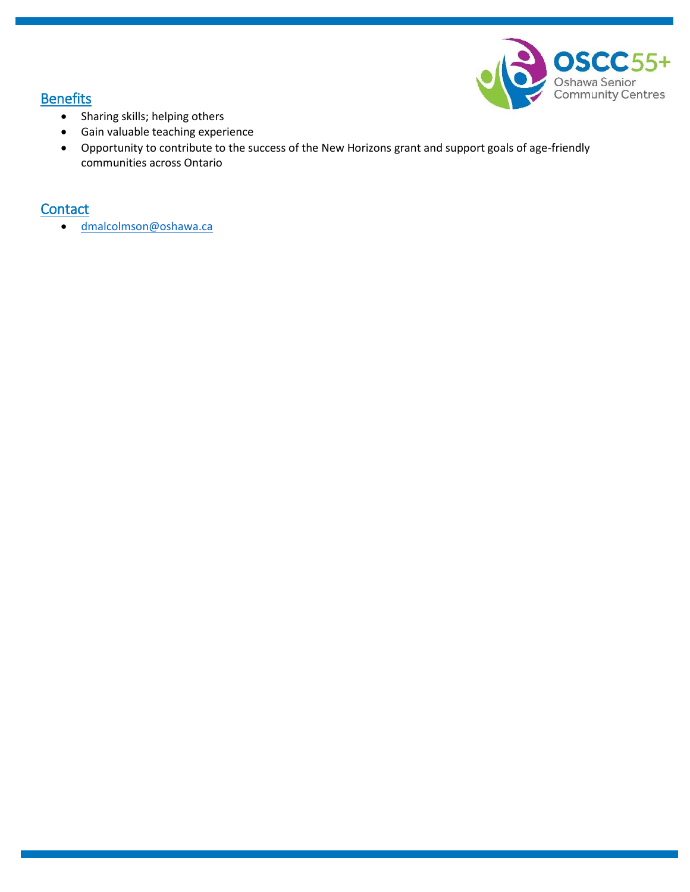## Benefits

- Sharing skills; helping others
- Gain valuable teaching experience
- Opportunity to contribute to the success of the New Horizons grant and support goals of age-friendly communities across Ontario

## Contact

- dmalcolmson@oshawa.ca